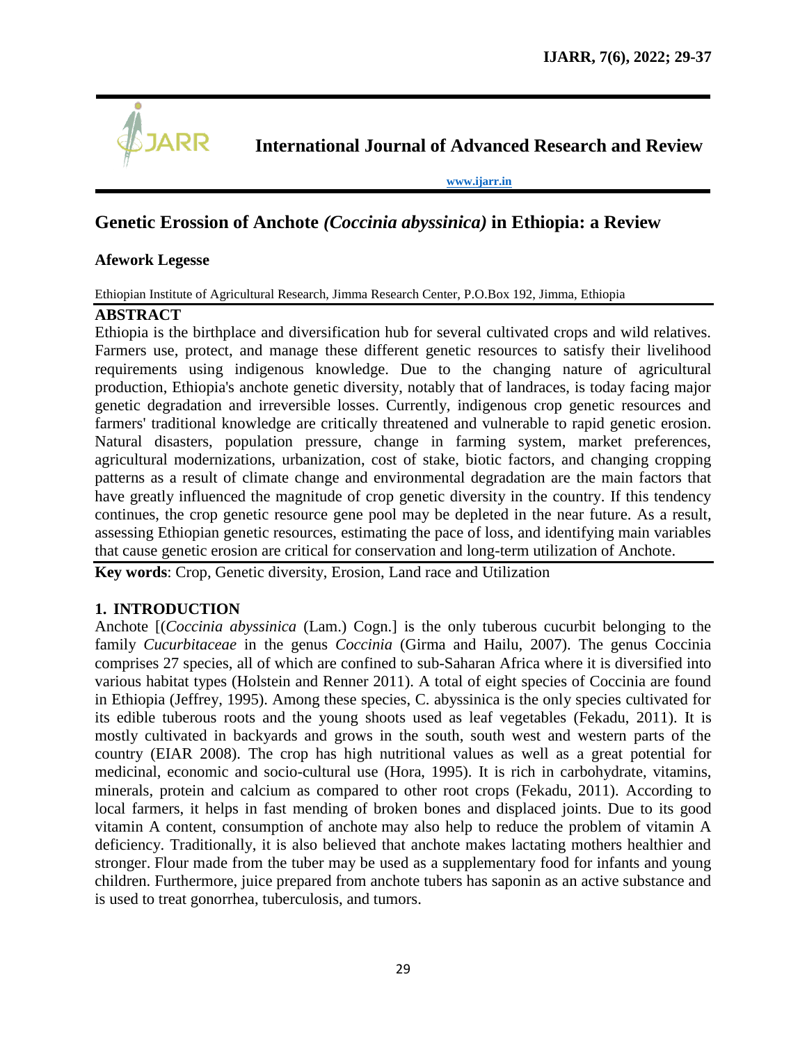# International Journal of Advanced Research and Review

www.ijarr.in

## Genetic Erossion of Anchote *(Coccinia abyssinica)* in Ethiopia: a Review

**Afework Legesse**

Ethiopian Institute of Agricultural Research, Jimma Research Center, P.O.Box 192, Jimma, Ethiopia

### ABSTRACT

Ethiopia is the birthplace and diversification hub for several cultivated crops and wild relatives. Farmers use, protect, and manage these different genetic resources to satisfy their livelihood requirements using indigenous knowledge. Due to the changing nature of agricultural production, Ethiopia's anchote genetic diversity, notably that of landraces, is today facing major genetic degradation and irreversible losses. Currently, indigenous crop genetic resources and farmers' traditional knowledge are critically threatened and vulnerable to rapid genetic erosion. Natural disasters, population pressure, change in farming system, market preferences, agricultural modernizations, urbanization, cost of stake, biotic factors, and changing cropping patterns as a result of climate change and environmental degradation are the main factors that have greatly influenced the magnitude of crop genetic diversity in the country. If this tendency continues, the crop genetic resource gene pool may be depleted in the near future. As a result, assessing Ethiopian genetic resources, estimating the pace of loss, and identifying main variables that cause genetic erosion are critical for conservation and long-term utilization of Anchote.

**Key words**: Crop, Genetic diversity, Erosion, Land race and Utilization

### 1. INTRODUCTION

Anchote [(*Coccinia abyssinica* (Lam.) Cogn.] is the only tuberous cucurbit belonging to the family *Cucurbitaceae* in the genus *Coccinia* (Girma and Hailu, 2007). The genus Coccinia comprises 27 species, all of which are confined to sub-Saharan Africa where it is diversified into various habitat types (Holstein and Renner 2011). A total of eight species of Coccinia are found in Ethiopia (Jeffrey, 1995). Among these species, C. abyssinica is the only species cultivated for its edible tuberous roots and the young shoots used as leaf vegetables (Fekadu, 2011). It is mostly cultivated in backyards and grows in the south, south west and western parts of the country (EIAR 2008). The crop has high nutritional values as well as a great potential for medicinal, economic and socio-cultural use (Hora, 1995). It is rich in carbohydrate, vitamins, minerals, protein and calcium as compared to other root crops (Fekadu, 2011). According to local farmers, it helps in fast mending of broken bones and displaced joints. Due to its good vitamin A content, consumption of anchote may also help to reduce the problem of vitamin A deficiency. Traditionally, it is also believed that anchote makes lactating mothers healthier and stronger. Flour made from the tuber may be used as a supplementary food for infants and young children. Furthermore, juice prepared from anchote tubers has saponin as an active substance and is used to treat gonorrhea, tuberculosis, and tumors.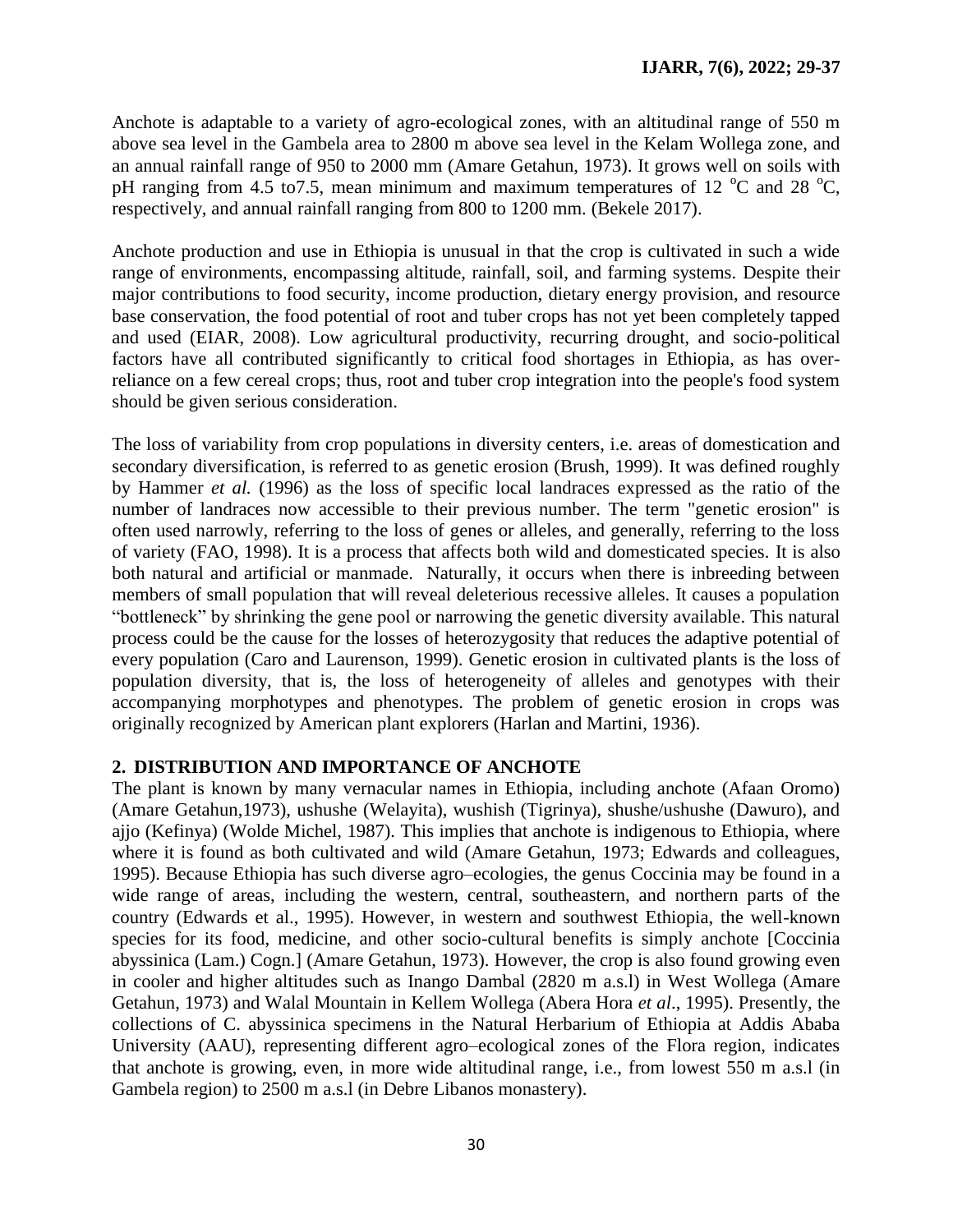Anchote is adaptable to a variety of agro-ecological zones, with an altitudinal range of 550 m above sea level in the Gambela area to 2800 m above sea level in the Kelam Wollega zone, and an annual rainfall range of 950 to 2000 mm (Amare Getahun, 1973). It grows well on soils with pH ranging from 4.5 to7.5, mean minimum and maximum temperatures of 12 $^{o}$C and 28 $^{o}$C, respectively, and annual rainfall ranging from 800 to 1200 mm. (Bekele 2017).

Anchote production and use in Ethiopia is unusual in that the crop is cultivated in such a wide range of environments, encompassing altitude, rainfall, soil, and farming systems. Despite their major contributions to food security, income production, dietary energy provision, and resource base conservation, the food potential of root and tuber crops has not yet been completely tapped and used (EIAR, 2008). Low agricultural productivity, recurring drought, and socio-political factors have all contributed significantly to critical food shortages in Ethiopia, as has over-reliance on a few cereal crops; thus, root and tuber crop integration into the people's food system should be given serious consideration.

The loss of variability from crop populations in diversity centers, i.e. areas of domestication and secondary diversification, is referred to as genetic erosion (Brush, 1999). It was defined roughly by Hammer *et al.* (1996) as the loss of specific local landraces expressed as the ratio of the number of landraces now accessible to their previous number. The term "genetic erosion" is often used narrowly, referring to the loss of genes or alleles, and generally, referring to the loss of variety (FAO, 1998). It is a process that affects both wild and domesticated species. It is also both natural and artificial or manmade. Naturally, it occurs when there is inbreeding between members of small population that will reveal deleterious recessive alleles. It causes a population "bottleneck" by shrinking the gene pool or narrowing the genetic diversity available. This natural process could be the cause for the losses of heterozygosity that reduces the adaptive potential of every population (Caro and Laurenson, 1999). Genetic erosion in cultivated plants is the loss of population diversity, that is, the loss of heterogeneity of alleles and genotypes with their accompanying morphotypes and phenotypes. The problem of genetic erosion in crops was originally recognized by American plant explorers (Harlan and Martini, 1936).

## 2. DISTRIBUTION AND IMPORTANCE OF ANCHOTE

The plant is known by many vernacular names in Ethiopia, including anchote (Afaan Oromo) (Amare Getahun,1973), ushushe (Welayita), wushish (Tigrinya), shushe/ushushe (Dawuro), and ajjo (Kefinya) (Wolde Michel, 1987). This implies that anchote is indigenous to Ethiopia, where where it is found as both cultivated and wild (Amare Getahun, 1973; Edwards and colleagues, 1995). Because Ethiopia has such diverse agro–ecologies, the genus Coccinia may be found in a wide range of areas, including the western, central, southeastern, and northern parts of the country (Edwards et al., 1995). However, in western and southwest Ethiopia, the well-known species for its food, medicine, and other socio-cultural benefits is simply anchote [Coccinia abyssinica (Lam.) Cogn.] (Amare Getahun, 1973). However, the crop is also found growing even in cooler and higher altitudes such as Inango Dambal (2820 m a.s.l) in West Wollega (Amare Getahun, 1973) and Walal Mountain in Kellem Wollega (Abera Hora *et al*., 1995). Presently, the collections of C. abyssinica specimens in the Natural Herbarium of Ethiopia at Addis Ababa University (AAU), representing different agro–ecological zones of the Flora region, indicates that anchote is growing, even, in more wide altitudinal range, i.e., from lowest 550 m a.s.l (in Gambela region) to 2500 m a.s.l (in Debre Libanos monastery).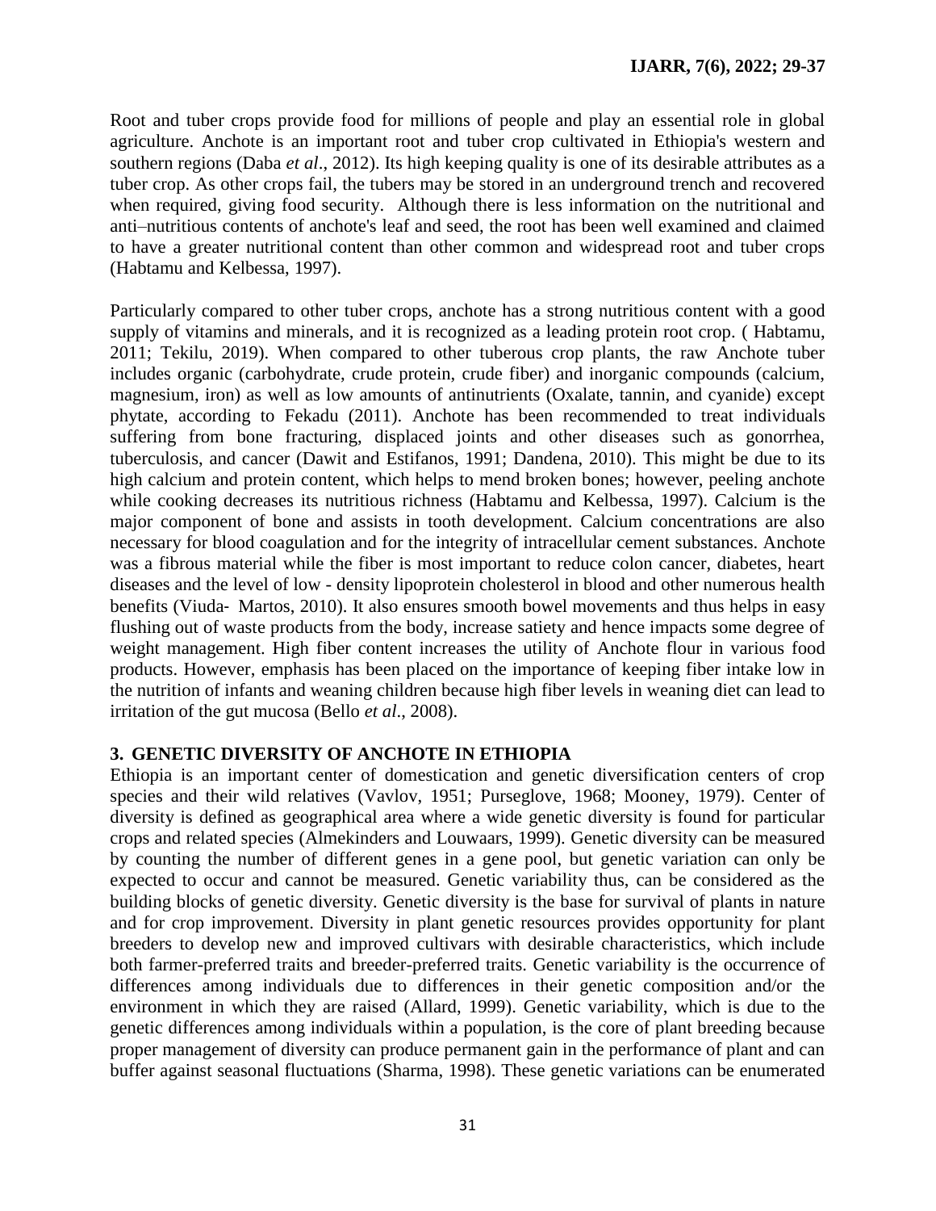Root and tuber crops provide food for millions of people and play an essential role in global agriculture. Anchote is an important root and tuber crop cultivated in Ethiopia's western and southern regions (Daba *et al*., 2012). Its high keeping quality is one of its desirable attributes as a tuber crop. As other crops fail, the tubers may be stored in an underground trench and recovered when required, giving food security. Although there is less information on the nutritional and anti–nutritious contents of anchote's leaf and seed, the root has been well examined and claimed to have a greater nutritional content than other common and widespread root and tuber crops (Habtamu and Kelbessa, 1997).

Particularly compared to other tuber crops, anchote has a strong nutritious content with a good supply of vitamins and minerals, and it is recognized as a leading protein root crop. ( Habtamu, 2011; Tekilu, 2019). When compared to other tuberous crop plants, the raw Anchote tuber includes organic (carbohydrate, crude protein, crude fiber) and inorganic compounds (calcium, magnesium, iron) as well as low amounts of antinutrients (Oxalate, tannin, and cyanide) except phytate, according to Fekadu (2011). Anchote has been recommended to treat individuals suffering from bone fracturing, displaced joints and other diseases such as gonorrhea, tuberculosis, and cancer (Dawit and Estifanos, 1991; Dandena, 2010). This might be due to its high calcium and protein content, which helps to mend broken bones; however, peeling anchote while cooking decreases its nutritious richness (Habtamu and Kelbessa, 1997). Calcium is the major component of bone and assists in tooth development. Calcium concentrations are also necessary for blood coagulation and for the integrity of intracellular cement substances. Anchote was a fibrous material while the fiber is most important to reduce colon cancer, diabetes, heart diseases and the level of low - density lipoprotein cholesterol in blood and other numerous health benefits (Viuda- Martos, 2010). It also ensures smooth bowel movements and thus helps in easy flushing out of waste products from the body, increase satiety and hence impacts some degree of weight management. High fiber content increases the utility of Anchote flour in various food products. However, emphasis has been placed on the importance of keeping fiber intake low in the nutrition of infants and weaning children because high fiber levels in weaning diet can lead to irritation of the gut mucosa (Bello *et al*., 2008).

## 3. GENETIC DIVERSITY OF ANCHOTE IN ETHIOPIA

Ethiopia is an important center of domestication and genetic diversification centers of crop species and their wild relatives (Vavlov, 1951; Purseglove, 1968; Mooney, 1979). Center of diversity is defined as geographical area where a wide genetic diversity is found for particular crops and related species (Almekinders and Louwaars, 1999). Genetic diversity can be measured by counting the number of different genes in a gene pool, but genetic variation can only be expected to occur and cannot be measured. Genetic variability thus, can be considered as the building blocks of genetic diversity. Genetic diversity is the base for survival of plants in nature and for crop improvement. Diversity in plant genetic resources provides opportunity for plant breeders to develop new and improved cultivars with desirable characteristics, which include both farmer-preferred traits and breeder-preferred traits. Genetic variability is the occurrence of differences among individuals due to differences in their genetic composition and/or the environment in which they are raised (Allard, 1999). Genetic variability, which is due to the genetic differences among individuals within a population, is the core of plant breeding because proper management of diversity can produce permanent gain in the performance of plant and can buffer against seasonal fluctuations (Sharma, 1998). These genetic variations can be enumerated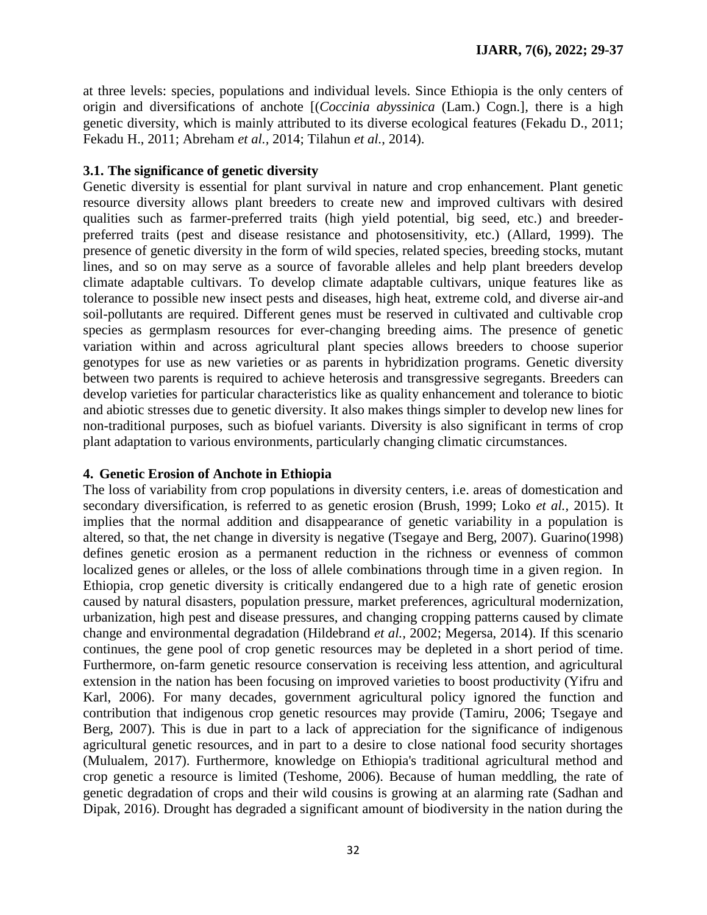at three levels: species, populations and individual levels. Since Ethiopia is the only centers of origin and diversifications of anchote [(*Coccinia abyssinica* (Lam.) Cogn.], there is a high genetic diversity, which is mainly attributed to its diverse ecological features (Fekadu D., 2011; Fekadu H., 2011; Abreham *et al.*, 2014; Tilahun *et al.*, 2014).

### 3.1. The significance of genetic diversity

Genetic diversity is essential for plant survival in nature and crop enhancement. Plant genetic resource diversity allows plant breeders to create new and improved cultivars with desired qualities such as farmer-preferred traits (high yield potential, big seed, etc.) and breeder-preferred traits (pest and disease resistance and photosensitivity, etc.) (Allard, 1999). The presence of genetic diversity in the form of wild species, related species, breeding stocks, mutant lines, and so on may serve as a source of favorable alleles and help plant breeders develop climate adaptable cultivars. To develop climate adaptable cultivars, unique features like as tolerance to possible new insect pests and diseases, high heat, extreme cold, and diverse air-and soil-pollutants are required. Different genes must be reserved in cultivated and cultivable crop species as germplasm resources for ever-changing breeding aims. The presence of genetic variation within and across agricultural plant species allows breeders to choose superior genotypes for use as new varieties or as parents in hybridization programs. Genetic diversity between two parents is required to achieve heterosis and transgressive segregants. Breeders can develop varieties for particular characteristics like as quality enhancement and tolerance to biotic and abiotic stresses due to genetic diversity. It also makes things simpler to develop new lines for non-traditional purposes, such as biofuel variants. Diversity is also significant in terms of crop plant adaptation to various environments, particularly changing climatic circumstances.

## 4. Genetic Erosion of Anchote in Ethiopia

The loss of variability from crop populations in diversity centers, i.e. areas of domestication and secondary diversification, is referred to as genetic erosion (Brush, 1999; Loko *et al.*, 2015). It implies that the normal addition and disappearance of genetic variability in a population is altered, so that, the net change in diversity is negative (Tsegaye and Berg, 2007). Guarino(1998) defines genetic erosion as a permanent reduction in the richness or evenness of common localized genes or alleles, or the loss of allele combinations through time in a given region. In Ethiopia, crop genetic diversity is critically endangered due to a high rate of genetic erosion caused by natural disasters, population pressure, market preferences, agricultural modernization, urbanization, high pest and disease pressures, and changing cropping patterns caused by climate change and environmental degradation (Hildebrand *et al.*, 2002; Megersa, 2014). If this scenario continues, the gene pool of crop genetic resources may be depleted in a short period of time. Furthermore, on-farm genetic resource conservation is receiving less attention, and agricultural extension in the nation has been focusing on improved varieties to boost productivity (Yifru and Karl, 2006). For many decades, government agricultural policy ignored the function and contribution that indigenous crop genetic resources may provide (Tamiru, 2006; Tsegaye and Berg, 2007). This is due in part to a lack of appreciation for the significance of indigenous agricultural genetic resources, and in part to a desire to close national food security shortages (Mulualem, 2017). Furthermore, knowledge on Ethiopia's traditional agricultural method and crop genetic a resource is limited (Teshome, 2006). Because of human meddling, the rate of genetic degradation of crops and their wild cousins is growing at an alarming rate (Sadhan and Dipak, 2016). Drought has degraded a significant amount of biodiversity in the nation during the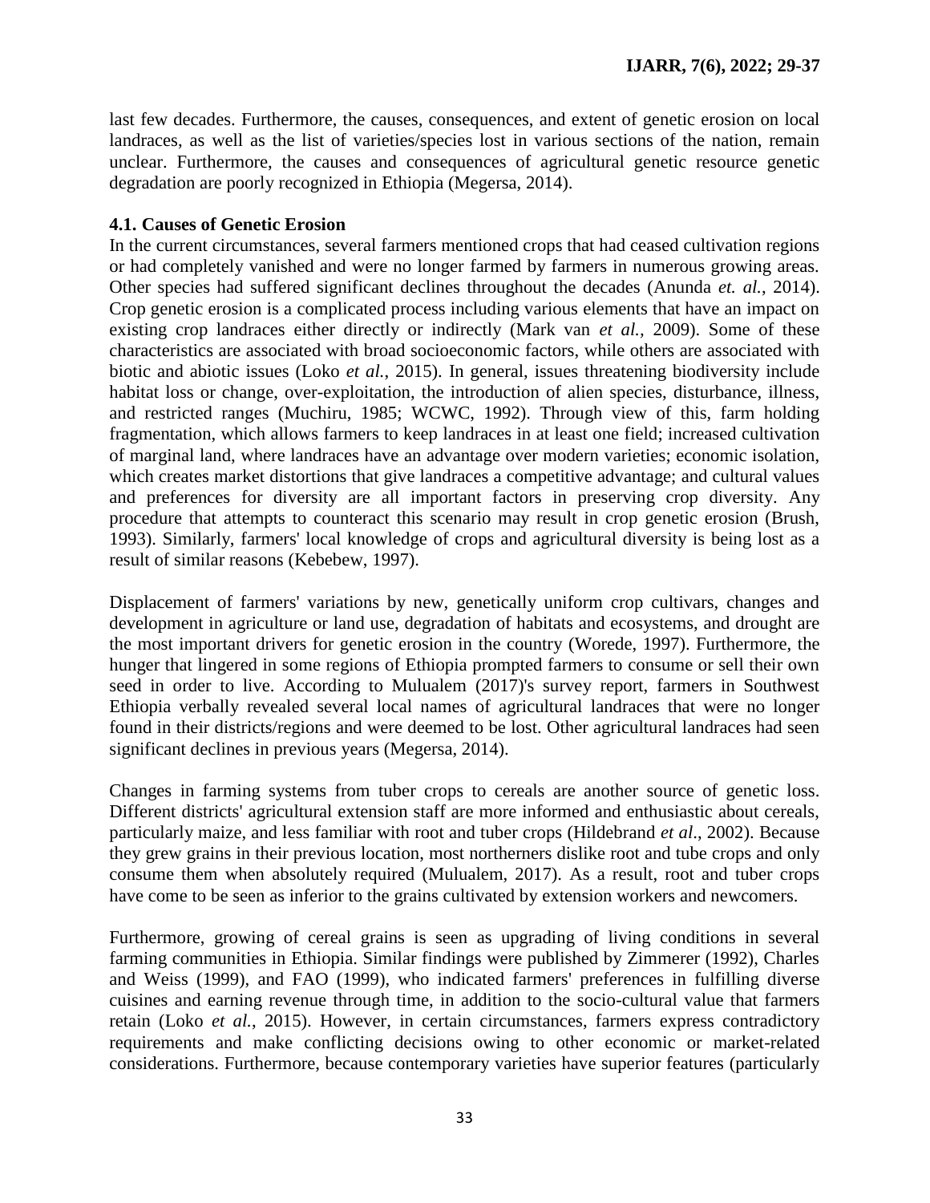last few decades. Furthermore, the causes, consequences, and extent of genetic erosion on local landraces, as well as the list of varieties/species lost in various sections of the nation, remain unclear. Furthermore, the causes and consequences of agricultural genetic resource genetic degradation are poorly recognized in Ethiopia (Megersa, 2014).

### 4.1. Causes of Genetic Erosion

In the current circumstances, several farmers mentioned crops that had ceased cultivation regions or had completely vanished and were no longer farmed by farmers in numerous growing areas. Other species had suffered significant declines throughout the decades (Anunda *et. al.*, 2014). Crop genetic erosion is a complicated process including various elements that have an impact on existing crop landraces either directly or indirectly (Mark van *et al.*, 2009). Some of these characteristics are associated with broad socioeconomic factors, while others are associated with biotic and abiotic issues (Loko *et al.*, 2015). In general, issues threatening biodiversity include habitat loss or change, over-exploitation, the introduction of alien species, disturbance, illness, and restricted ranges (Muchiru, 1985; WCWC, 1992). Through view of this, farm holding fragmentation, which allows farmers to keep landraces in at least one field; increased cultivation of marginal land, where landraces have an advantage over modern varieties; economic isolation, which creates market distortions that give landraces a competitive advantage; and cultural values and preferences for diversity are all important factors in preserving crop diversity. Any procedure that attempts to counteract this scenario may result in crop genetic erosion (Brush, 1993). Similarly, farmers' local knowledge of crops and agricultural diversity is being lost as a result of similar reasons (Kebebew, 1997).

Displacement of farmers' variations by new, genetically uniform crop cultivars, changes and development in agriculture or land use, degradation of habitats and ecosystems, and drought are the most important drivers for genetic erosion in the country (Worede, 1997). Furthermore, the hunger that lingered in some regions of Ethiopia prompted farmers to consume or sell their own seed in order to live. According to Mulualem (2017)'s survey report, farmers in Southwest Ethiopia verbally revealed several local names of agricultural landraces that were no longer found in their districts/regions and were deemed to be lost. Other agricultural landraces had seen significant declines in previous years (Megersa, 2014).

Changes in farming systems from tuber crops to cereals are another source of genetic loss. Different districts' agricultural extension staff are more informed and enthusiastic about cereals, particularly maize, and less familiar with root and tuber crops (Hildebrand *et al*., 2002). Because they grew grains in their previous location, most northerners dislike root and tube crops and only consume them when absolutely required (Mulualem, 2017). As a result, root and tuber crops have come to be seen as inferior to the grains cultivated by extension workers and newcomers.

Furthermore, growing of cereal grains is seen as upgrading of living conditions in several farming communities in Ethiopia. Similar findings were published by Zimmerer (1992), Charles and Weiss (1999), and FAO (1999), who indicated farmers' preferences in fulfilling diverse cuisines and earning revenue through time, in addition to the socio-cultural value that farmers retain (Loko *et al.*, 2015). However, in certain circumstances, farmers express contradictory requirements and make conflicting decisions owing to other economic or market-related considerations. Furthermore, because contemporary varieties have superior features (particularly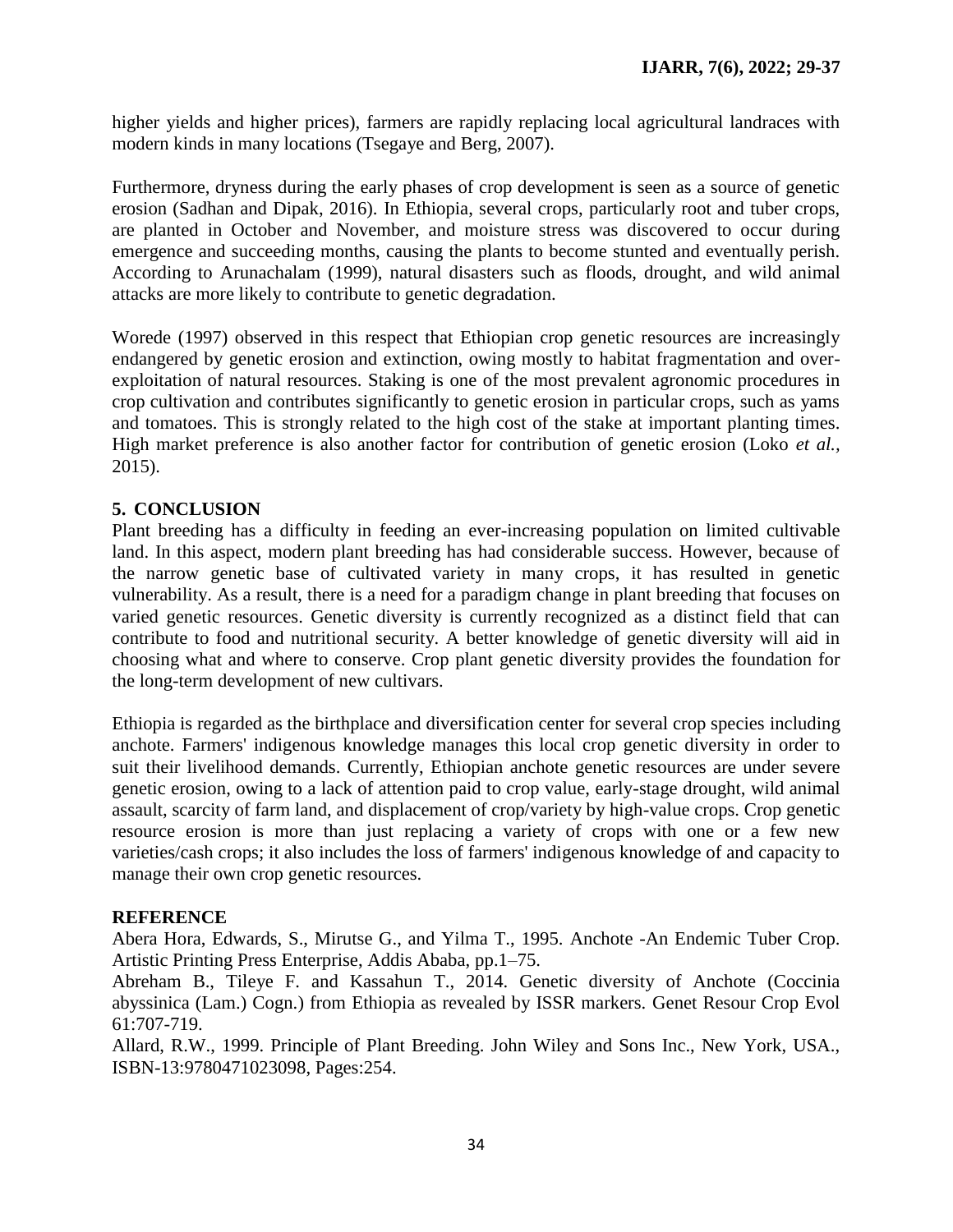higher yields and higher prices), farmers are rapidly replacing local agricultural landraces with modern kinds in many locations (Tsegaye and Berg, 2007).

Furthermore, dryness during the early phases of crop development is seen as a source of genetic erosion (Sadhan and Dipak, 2016). In Ethiopia, several crops, particularly root and tuber crops, are planted in October and November, and moisture stress was discovered to occur during emergence and succeeding months, causing the plants to become stunted and eventually perish. According to Arunachalam (1999), natural disasters such as floods, drought, and wild animal attacks are more likely to contribute to genetic degradation.

Worede (1997) observed in this respect that Ethiopian crop genetic resources are increasingly endangered by genetic erosion and extinction, owing mostly to habitat fragmentation and over-exploitation of natural resources. Staking is one of the most prevalent agronomic procedures in crop cultivation and contributes significantly to genetic erosion in particular crops, such as yams and tomatoes. This is strongly related to the high cost of the stake at important planting times. High market preference is also another factor for contribution of genetic erosion (Loko *et al.*, 2015).

## 5. CONCLUSION

Plant breeding has a difficulty in feeding an ever-increasing population on limited cultivable land. In this aspect, modern plant breeding has had considerable success. However, because of the narrow genetic base of cultivated variety in many crops, it has resulted in genetic vulnerability. As a result, there is a need for a paradigm change in plant breeding that focuses on varied genetic resources. Genetic diversity is currently recognized as a distinct field that can contribute to food and nutritional security. A better knowledge of genetic diversity will aid in choosing what and where to conserve. Crop plant genetic diversity provides the foundation for the long-term development of new cultivars.

Ethiopia is regarded as the birthplace and diversification center for several crop species including anchote. Farmers' indigenous knowledge manages this local crop genetic diversity in order to suit their livelihood demands. Currently, Ethiopian anchote genetic resources are under severe genetic erosion, owing to a lack of attention paid to crop value, early-stage drought, wild animal assault, scarcity of farm land, and displacement of crop/variety by high-value crops. Crop genetic resource erosion is more than just replacing a variety of crops with one or a few new varieties/cash crops; it also includes the loss of farmers' indigenous knowledge of and capacity to manage their own crop genetic resources.

## REFERENCE

Abera Hora, Edwards, S., Mirutse G., and Yilma T., 1995. Anchote -An Endemic Tuber Crop. Artistic Printing Press Enterprise, Addis Ababa, pp.1–75.

Abreham B., Tileye F. and Kassahun T., 2014. Genetic diversity of Anchote (Coccinia abyssinica (Lam.) Cogn.) from Ethiopia as revealed by ISSR markers. Genet Resour Crop Evol 61:707-719.

Allard, R.W., 1999. Principle of Plant Breeding. John Wiley and Sons Inc., New York, USA., ISBN-13:9780471023098, Pages:254.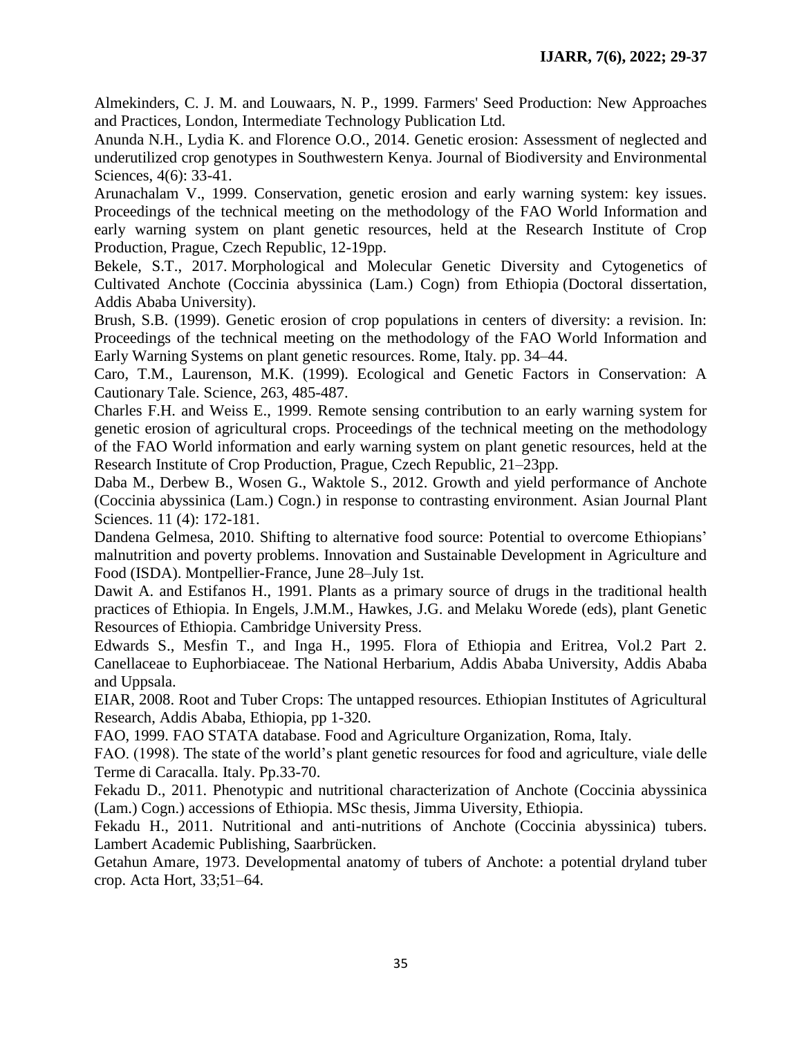Almekinders, C. J. M. and Louwaars, N. P., 1999. Farmers' Seed Production: New Approaches and Practices, London, Intermediate Technology Publication Ltd.

Anunda N.H., Lydia K. and Florence O.O., 2014. Genetic erosion: Assessment of neglected and underutilized crop genotypes in Southwestern Kenya. Journal of Biodiversity and Environmental Sciences, 4(6): 33-41.

Arunachalam V., 1999. Conservation, genetic erosion and early warning system: key issues. Proceedings of the technical meeting on the methodology of the FAO World Information and early warning system on plant genetic resources, held at the Research Institute of Crop Production, Prague, Czech Republic, 12-19pp.

Bekele, S.T., 2017. Morphological and Molecular Genetic Diversity and Cytogenetics of Cultivated Anchote (Coccinia abyssinica (Lam.) Cogn) from Ethiopia (Doctoral dissertation, Addis Ababa University).

Brush, S.B. (1999). Genetic erosion of crop populations in centers of diversity: a revision. In: Proceedings of the technical meeting on the methodology of the FAO World Information and Early Warning Systems on plant genetic resources. Rome, Italy. pp. 34–44.

Caro, T.M., Laurenson, M.K. (1999). Ecological and Genetic Factors in Conservation: A Cautionary Tale. Science, 263, 485-487.

Charles F.H. and Weiss E., 1999. Remote sensing contribution to an early warning system for genetic erosion of agricultural crops. Proceedings of the technical meeting on the methodology of the FAO World information and early warning system on plant genetic resources, held at the Research Institute of Crop Production, Prague, Czech Republic, 21–23pp.

Daba M., Derbew B., Wosen G., Waktole S., 2012. Growth and yield performance of Anchote (Coccinia abyssinica (Lam.) Cogn.) in response to contrasting environment. Asian Journal Plant Sciences. 11 (4): 172-181.

Dandena Gelmesa, 2010. Shifting to alternative food source: Potential to overcome Ethiopians' malnutrition and poverty problems. Innovation and Sustainable Development in Agriculture and Food (ISDA). Montpellier-France, June 28–July 1st.

Dawit A. and Estifanos H., 1991. Plants as a primary source of drugs in the traditional health practices of Ethiopia. In Engels, J.M.M., Hawkes, J.G. and Melaku Worede (eds), plant Genetic Resources of Ethiopia. Cambridge University Press.

Edwards S., Mesfin T., and Inga H., 1995. Flora of Ethiopia and Eritrea, Vol.2 Part 2. Canellaceae to Euphorbiaceae. The National Herbarium, Addis Ababa University, Addis Ababa and Uppsala.

EIAR, 2008. Root and Tuber Crops: The untapped resources. Ethiopian Institutes of Agricultural Research, Addis Ababa, Ethiopia, pp 1-320.

FAO, 1999. FAO STATA database. Food and Agriculture Organization, Roma, Italy.

FAO. (1998). The state of the world's plant genetic resources for food and agriculture, viale delle Terme di Caracalla. Italy. Pp.33-70.

Fekadu D., 2011. Phenotypic and nutritional characterization of Anchote (Coccinia abyssinica (Lam.) Cogn.) accessions of Ethiopia. MSc thesis, Jimma Uiversity, Ethiopia.

Fekadu H., 2011. Nutritional and anti-nutritions of Anchote (Coccinia abyssinica) tubers. Lambert Academic Publishing, Saarbrücken.

Getahun Amare, 1973. Developmental anatomy of tubers of Anchote: a potential dryland tuber crop. Acta Hort, 33;51–64.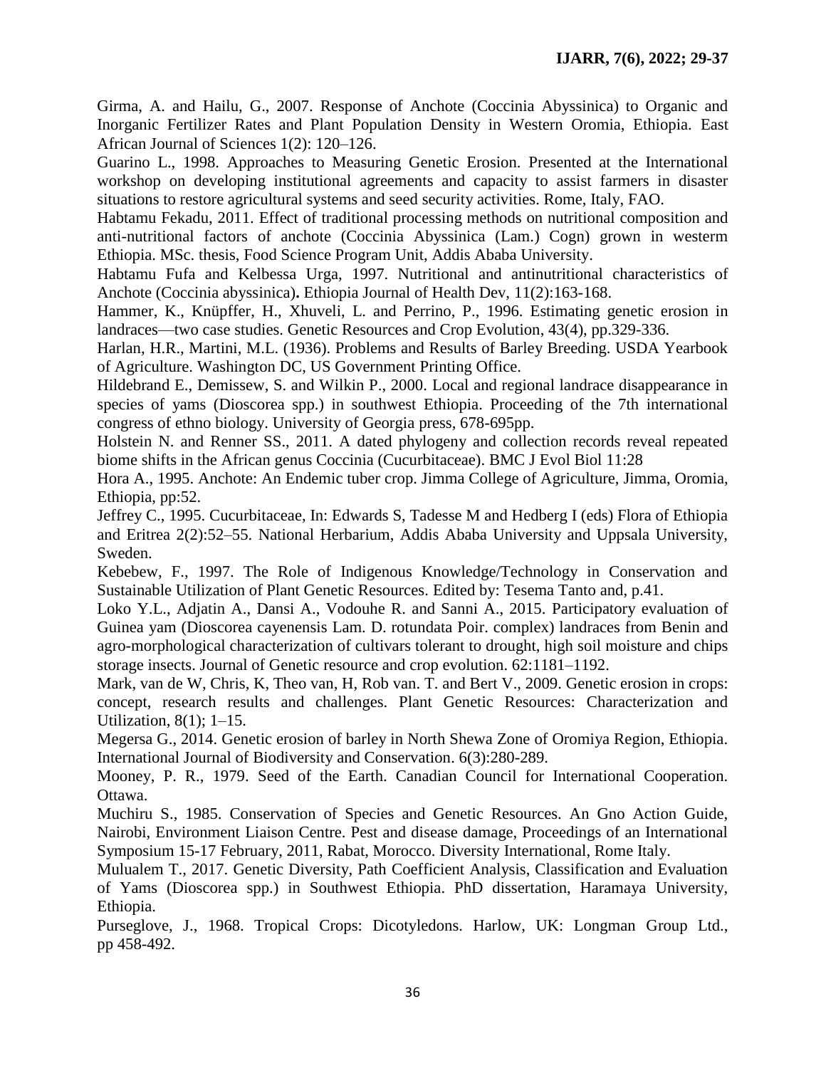Girma, A. and Hailu, G., 2007. Response of Anchote (Coccinia Abyssinica) to Organic and Inorganic Fertilizer Rates and Plant Population Density in Western Oromia, Ethiopia. East African Journal of Sciences 1(2): 120–126.

Guarino L., 1998. Approaches to Measuring Genetic Erosion. Presented at the International workshop on developing institutional agreements and capacity to assist farmers in disaster situations to restore agricultural systems and seed security activities. Rome, Italy, FAO.

Habtamu Fekadu, 2011. Effect of traditional processing methods on nutritional composition and anti-nutritional factors of anchote (Coccinia Abyssinica (Lam.) Cogn) grown in westerm Ethiopia. MSc. thesis, Food Science Program Unit, Addis Ababa University.

Habtamu Fufa and Kelbessa Urga, 1997. Nutritional and antinutritional characteristics of Anchote (Coccinia abyssinica)**.** Ethiopia Journal of Health Dev, 11(2):163-168.

Hammer, K., Knüpffer, H., Xhuveli, L. and Perrino, P., 1996. Estimating genetic erosion in landraces—two case studies. Genetic Resources and Crop Evolution, 43(4), pp.329-336.

Harlan, H.R., Martini, M.L. (1936). Problems and Results of Barley Breeding. USDA Yearbook of Agriculture. Washington DC, US Government Printing Office.

Hildebrand E., Demissew, S. and Wilkin P., 2000. Local and regional landrace disappearance in species of yams (Dioscorea spp.) in southwest Ethiopia. Proceeding of the 7th international congress of ethno biology. University of Georgia press, 678-695pp.

Holstein N. and Renner SS., 2011. A dated phylogeny and collection records reveal repeated biome shifts in the African genus Coccinia (Cucurbitaceae). BMC J Evol Biol 11:28

Hora A., 1995. Anchote: An Endemic tuber crop. Jimma College of Agriculture, Jimma, Oromia, Ethiopia, pp:52.

Jeffrey C., 1995. Cucurbitaceae, In: Edwards S, Tadesse M and Hedberg I (eds) Flora of Ethiopia and Eritrea 2(2):52–55. National Herbarium, Addis Ababa University and Uppsala University, Sweden.

Kebebew, F., 1997. The Role of Indigenous Knowledge/Technology in Conservation and Sustainable Utilization of Plant Genetic Resources. Edited by: Tesema Tanto and, p.41.

Loko Y.L., Adjatin A., Dansi A., Vodouhe R. and Sanni A., 2015. Participatory evaluation of Guinea yam (Dioscorea cayenensis Lam. D. rotundata Poir. complex) landraces from Benin and agro-morphological characterization of cultivars tolerant to drought, high soil moisture and chips storage insects. Journal of Genetic resource and crop evolution. 62:1181–1192.

Mark, van de W, Chris, K, Theo van, H, Rob van. T. and Bert V., 2009. Genetic erosion in crops: concept, research results and challenges. Plant Genetic Resources: Characterization and Utilization, 8(1); 1–15.

Megersa G., 2014. Genetic erosion of barley in North Shewa Zone of Oromiya Region, Ethiopia. International Journal of Biodiversity and Conservation. 6(3):280-289.

Mooney, P. R., 1979. Seed of the Earth. Canadian Council for International Cooperation. Ottawa.

Muchiru S., 1985. Conservation of Species and Genetic Resources. An Gno Action Guide, Nairobi, Environment Liaison Centre. Pest and disease damage, Proceedings of an International Symposium 15-17 February, 2011, Rabat, Morocco. Diversity International, Rome Italy.

Mulualem T., 2017. Genetic Diversity, Path Coefficient Analysis, Classification and Evaluation of Yams (Dioscorea spp.) in Southwest Ethiopia. PhD dissertation, Haramaya University, Ethiopia.

Purseglove, J., 1968. Tropical Crops: Dicotyledons. Harlow, UK: Longman Group Ltd., pp 458-492.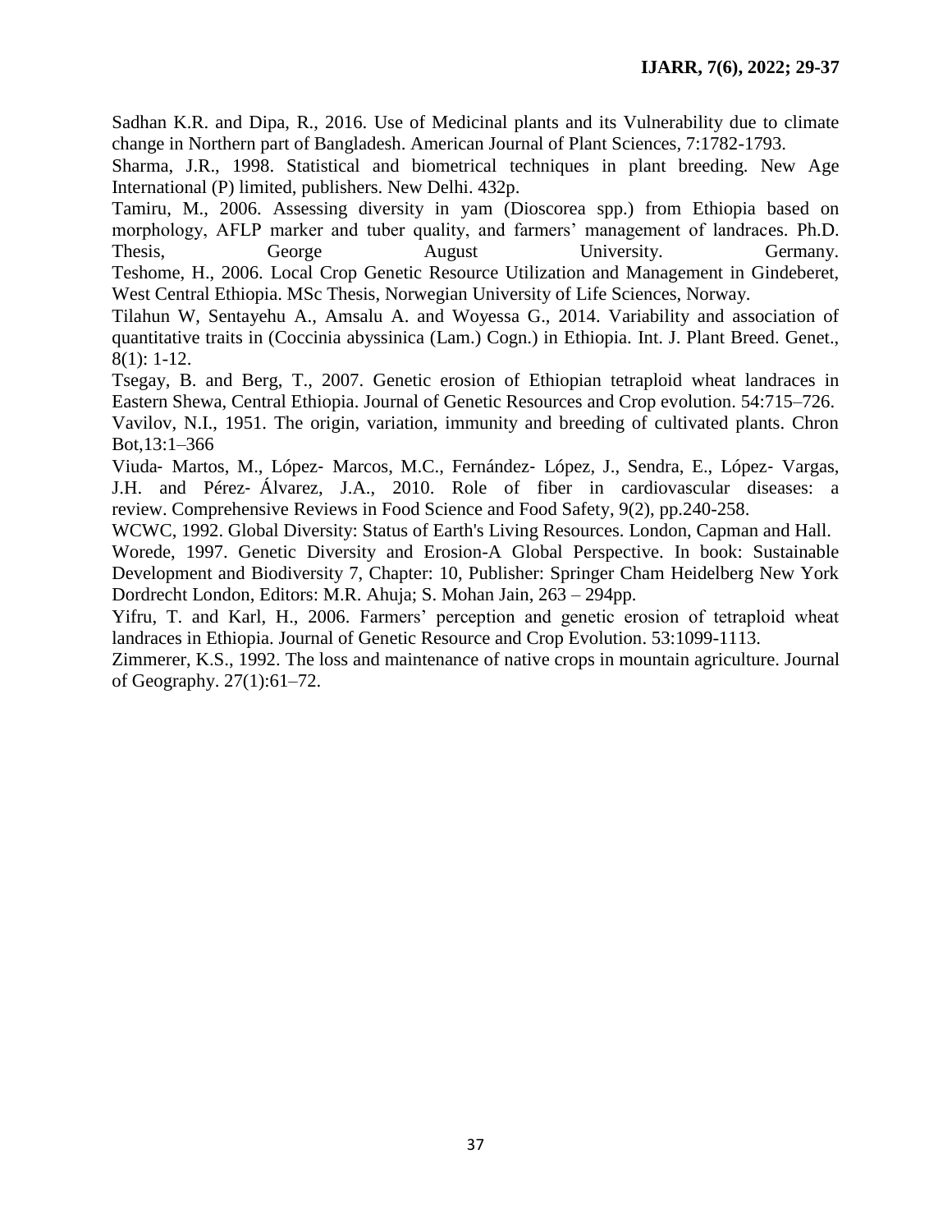Sadhan K.R. and Dipa, R., 2016. Use of Medicinal plants and its Vulnerability due to climate change in Northern part of Bangladesh. American Journal of Plant Sciences, 7:1782-1793.

Sharma, J.R., 1998. Statistical and biometrical techniques in plant breeding. New Age International (P) limited, publishers. New Delhi. 432p.

Tamiru, M., 2006. Assessing diversity in yam (Dioscorea spp.) from Ethiopia based on morphology, AFLP marker and tuber quality, and farmers' management of landraces. Ph.D. Thesis, George August University. Germany.

Teshome, H., 2006. Local Crop Genetic Resource Utilization and Management in Gindeberet, West Central Ethiopia. MSc Thesis, Norwegian University of Life Sciences, Norway.

Tilahun W, Sentayehu A., Amsalu A. and Woyessa G., 2014. Variability and association of quantitative traits in (Coccinia abyssinica (Lam.) Cogn.) in Ethiopia. Int. J. Plant Breed. Genet., 8(1): 1-12.

Tsegay, B. and Berg, T., 2007. Genetic erosion of Ethiopian tetraploid wheat landraces in Eastern Shewa, Central Ethiopia. Journal of Genetic Resources and Crop evolution. 54:715–726.

Vavilov, N.I., 1951. The origin, variation, immunity and breeding of cultivated plants. Chron Bot,13:1–366

Viuda‐ Martos, M., López‐ Marcos, M.C., Fernández‐ López, J., Sendra, E., López‐ Vargas, J.H. and Pérez‐ Álvarez, J.A., 2010. Role of fiber in cardiovascular diseases: a review. Comprehensive Reviews in Food Science and Food Safety, 9(2), pp.240-258.

WCWC, 1992. Global Diversity: Status of Earth's Living Resources. London, Capman and Hall.

Worede, 1997. Genetic Diversity and Erosion-A Global Perspective. In book: Sustainable Development and Biodiversity 7, Chapter: 10, Publisher: Springer Cham Heidelberg New York Dordrecht London, Editors: M.R. Ahuja; S. Mohan Jain, 263 – 294pp.

Yifru, T. and Karl, H., 2006. Farmers' perception and genetic erosion of tetraploid wheat landraces in Ethiopia. Journal of Genetic Resource and Crop Evolution. 53:1099-1113.

Zimmerer, K.S., 1992. The loss and maintenance of native crops in mountain agriculture. Journal of Geography. 27(1):61–72.